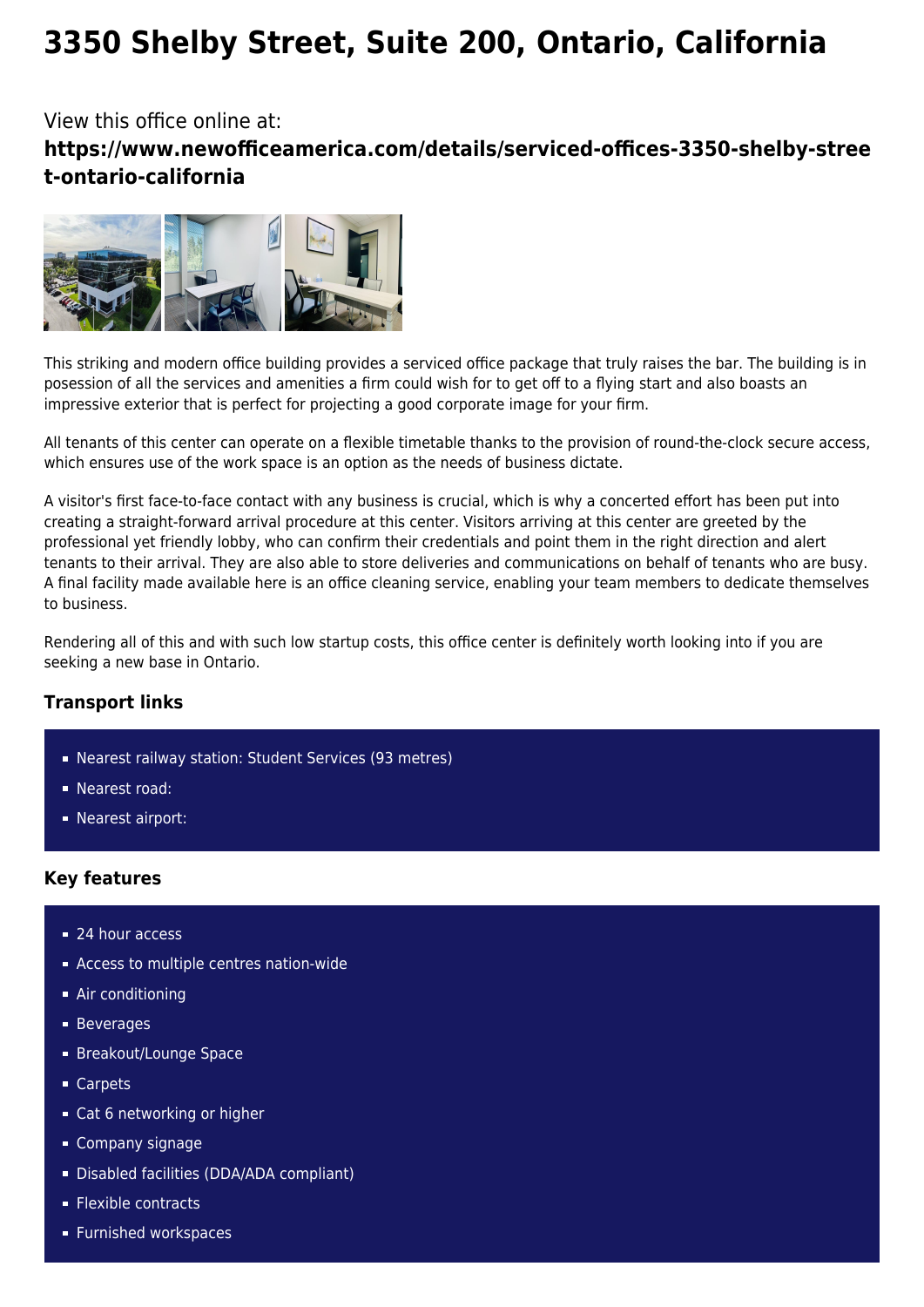# 3350 Shelby Street, Suite 200, Ontario, California

View this office online at:

**https://www.newofficeamerica.com/details/serviced-offices-3350-shelby-street-ontario-california**

This striking and modern office building provides a serviced office package that truly raises the bar. The building is in posession of all the services and amenities a firm could wish for to get off to a flying start and also boasts an impressive exterior that is perfect for projecting a good corporate image for your firm.

All tenants of this center can operate on a flexible timetable thanks to the provision of round-the-clock secure access, which ensures use of the work space is an option as the needs of business dictate.

A visitor's first face-to-face contact with any business is crucial, which is why a concerted effort has been put into creating a straight-forward arrival procedure at this center. Visitors arriving at this center are greeted by the professional yet friendly lobby, who can confirm their credentials and point them in the right direction and alert tenants to their arrival. They are also able to store deliveries and communications on behalf of tenants who are busy. A final facility made available here is an office cleaning service, enabling your team members to dedicate themselves to business.

Rendering all of this and with such low startup costs, this office center is definitely worth looking into if you are seeking a new base in Ontario.

### Transport links

- Nearest railway station: Student Services (93 metres)
- Nearest road:
- Nearest airport:

### Key features

- 24 hour access
- Access to multiple centres nation-wide
- Air conditioning
- Beverages
- Breakout/Lounge Space
- Carpets
- Cat 6 networking or higher
- Company signage
- Disabled facilities (DDA/ADA compliant)
- Flexible contracts
- Furnished workspaces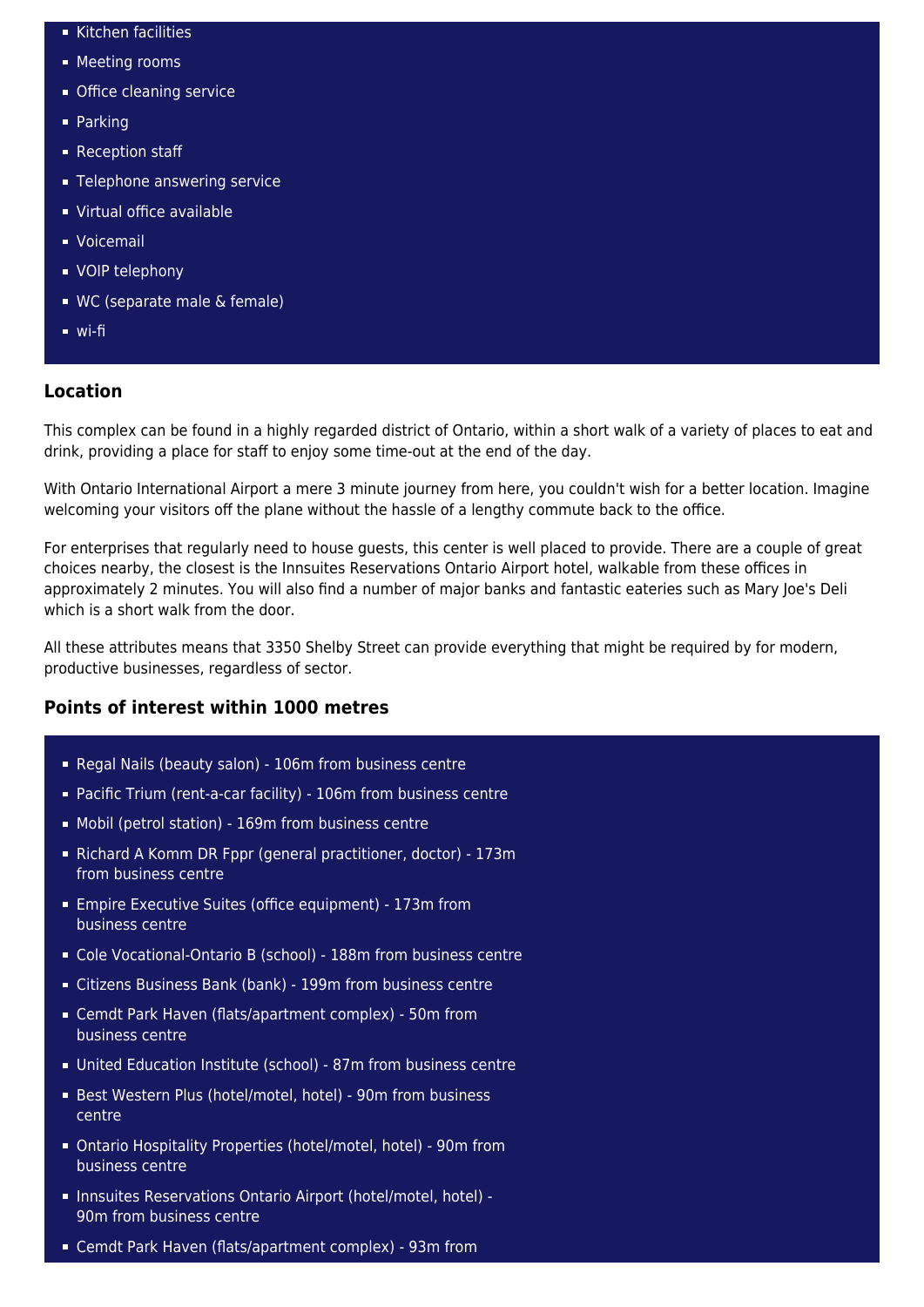- Kitchen facilities
- Meeting rooms
- Office cleaning service
- Parking
- Reception staff
- Telephone answering service
- Virtual office available
- Voicemail
- VOIP telephony
- WC (separate male & female)
- wi-fi

## Location

This complex can be found in a highly regarded district of Ontario, within a short walk of a variety of places to eat and drink, providing a place for staff to enjoy some time-out at the end of the day.

With Ontario International Airport a mere 3 minute journey from here, you couldn't wish for a better location. Imagine welcoming your visitors off the plane without the hassle of a lengthy commute back to the office.

For enterprises that regularly need to house guests, this center is well placed to provide. There are a couple of great choices nearby, the closest is the Innsuites Reservations Ontario Airport hotel, walkable from these offices in approximately 2 minutes. You will also find a number of major banks and fantastic eateries such as Mary Joe's Deli which is a short walk from the door.

All these attributes means that 3350 Shelby Street can provide everything that might be required by for modern, productive businesses, regardless of sector.

## Points of interest within 1000 metres

- Regal Nails (beauty salon) - 106m from business centre
- Pacific Trium (rent-a-car facility) - 106m from business centre
- Mobil (petrol station) - 169m from business centre
- Richard A Komm DR Fppr (general practitioner, doctor) - 173m from business centre
- Empire Executive Suites (office equipment) - 173m from business centre
- Cole Vocational-Ontario B (school) - 188m from business centre
- Citizens Business Bank (bank) - 199m from business centre
- Cemdt Park Haven (flats/apartment complex) - 50m from business centre
- United Education Institute (school) - 87m from business centre
- Best Western Plus (hotel/motel, hotel) - 90m from business centre
- Ontario Hospitality Properties (hotel/motel, hotel) - 90m from business centre
- Innsuites Reservations Ontario Airport (hotel/motel, hotel) - 90m from business centre
- Cemdt Park Haven (flats/apartment complex) - 93m from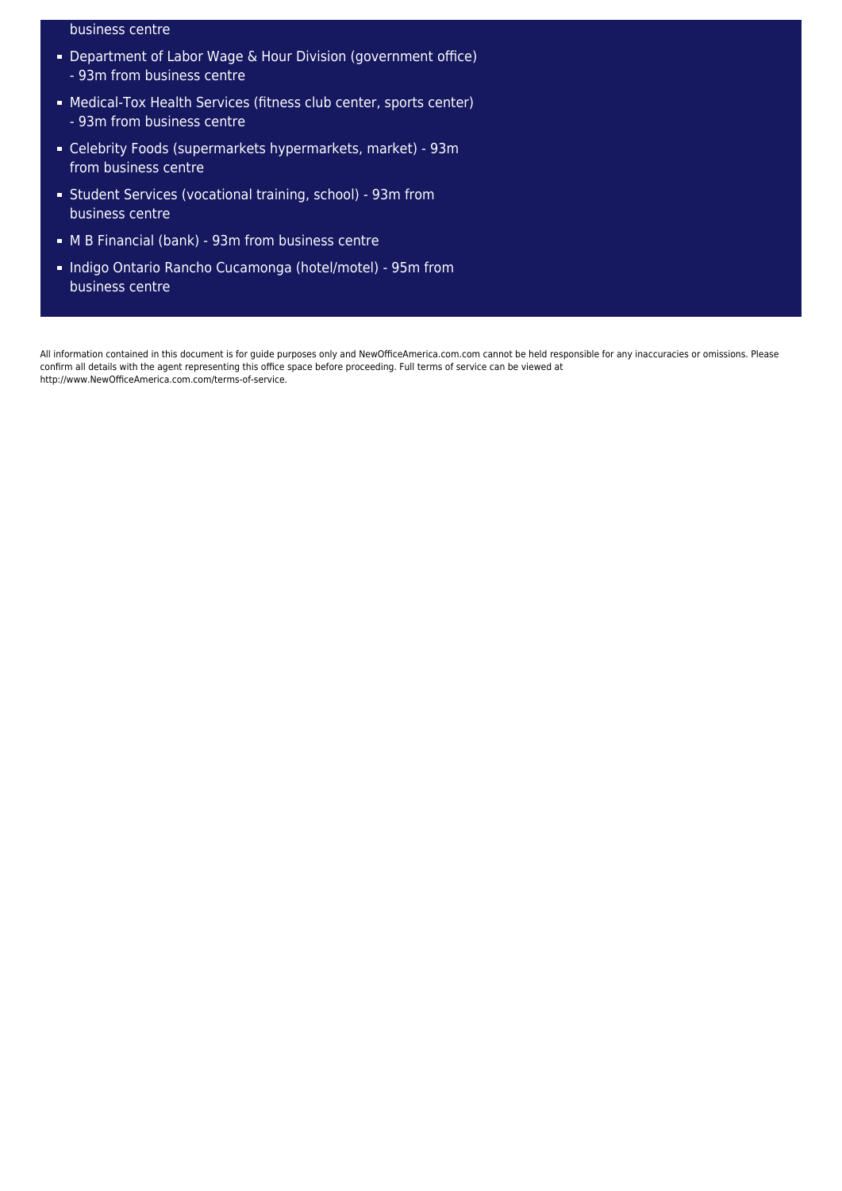business centre

- Department of Labor Wage & Hour Division (government office) - 93m from business centre
- Medical-Tox Health Services (fitness club center, sports center) - 93m from business centre
- Celebrity Foods (supermarkets hypermarkets, market) - 93m from business centre
- Student Services (vocational training, school) - 93m from business centre
- M B Financial (bank) - 93m from business centre
- Indigo Ontario Rancho Cucamonga (hotel/motel) - 95m from business centre

All information contained in this document is for guide purposes only and NewOfficeAmerica.com.com cannot be held responsible for any inaccuracies or omissions. Please confirm all details with the agent representing this office space before proceeding. Full terms of service can be viewed at http://www.NewOfficeAmerica.com.com/terms-of-service.